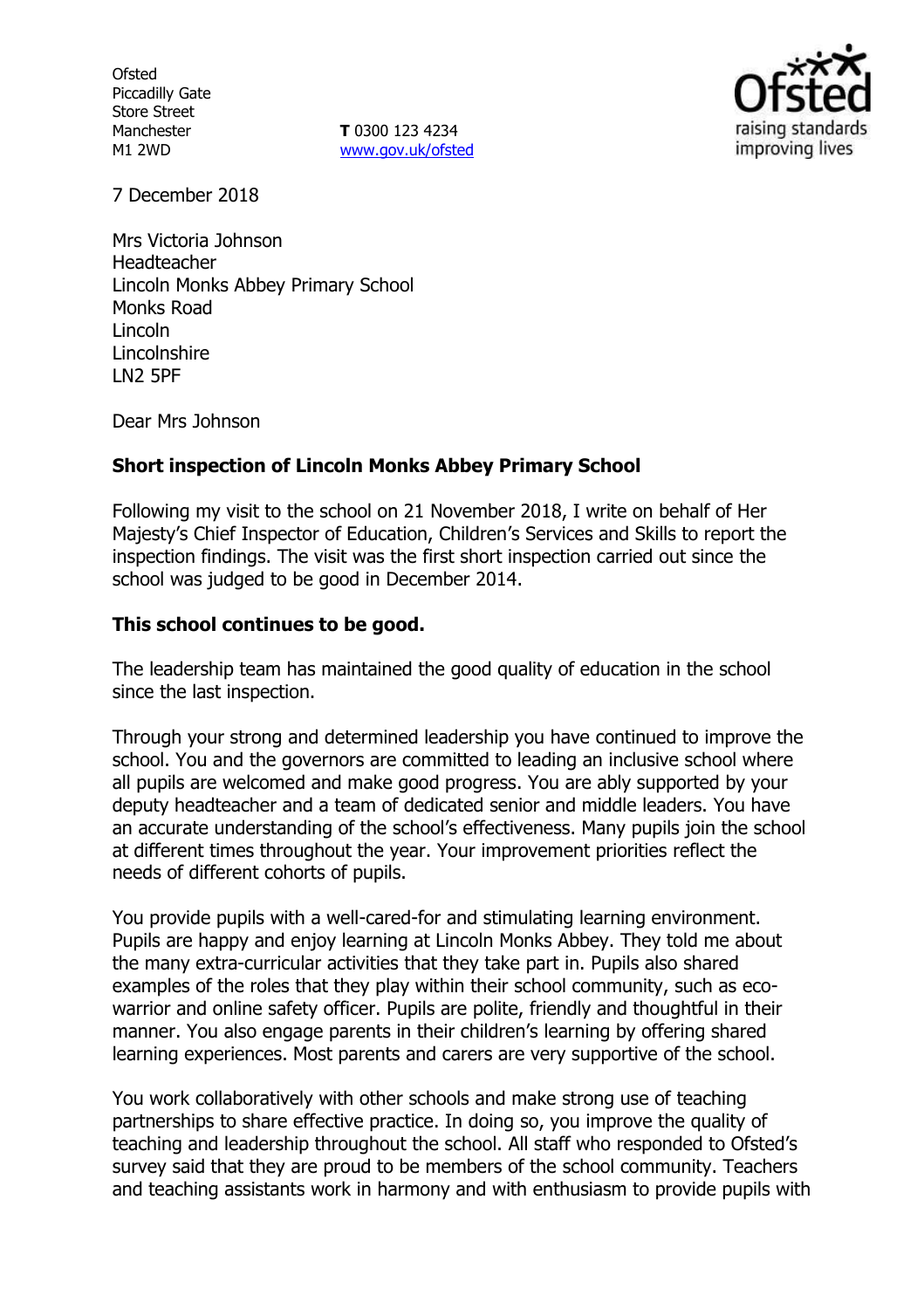Ofsted
Piccadilly Gate
Store Street
Manchester
M1 2WD

**T** 0300 123 4234
www.gov.uk/ofsted

7 December 2018

Mrs Victoria Johnson
Headteacher
Lincoln Monks Abbey Primary School
Monks Road
Lincoln
Lincolnshire
LN2 5PF

Dear Mrs Johnson

**Short inspection of Lincoln Monks Abbey Primary School**

Following my visit to the school on 21 November 2018, I write on behalf of Her Majesty's Chief Inspector of Education, Children's Services and Skills to report the inspection findings. The visit was the first short inspection carried out since the school was judged to be good in December 2014.

**This school continues to be good.**

The leadership team has maintained the good quality of education in the school since the last inspection.

Through your strong and determined leadership you have continued to improve the school. You and the governors are committed to leading an inclusive school where all pupils are welcomed and make good progress. You are ably supported by your deputy headteacher and a team of dedicated senior and middle leaders. You have an accurate understanding of the school's effectiveness. Many pupils join the school at different times throughout the year. Your improvement priorities reflect the needs of different cohorts of pupils.

You provide pupils with a well-cared-for and stimulating learning environment. Pupils are happy and enjoy learning at Lincoln Monks Abbey. They told me about the many extra-curricular activities that they take part in. Pupils also shared examples of the roles that they play within their school community, such as eco-warrior and online safety officer. Pupils are polite, friendly and thoughtful in their manner. You also engage parents in their children's learning by offering shared learning experiences. Most parents and carers are very supportive of the school.

You work collaboratively with other schools and make strong use of teaching partnerships to share effective practice. In doing so, you improve the quality of teaching and leadership throughout the school. All staff who responded to Ofsted's survey said that they are proud to be members of the school community. Teachers and teaching assistants work in harmony and with enthusiasm to provide pupils with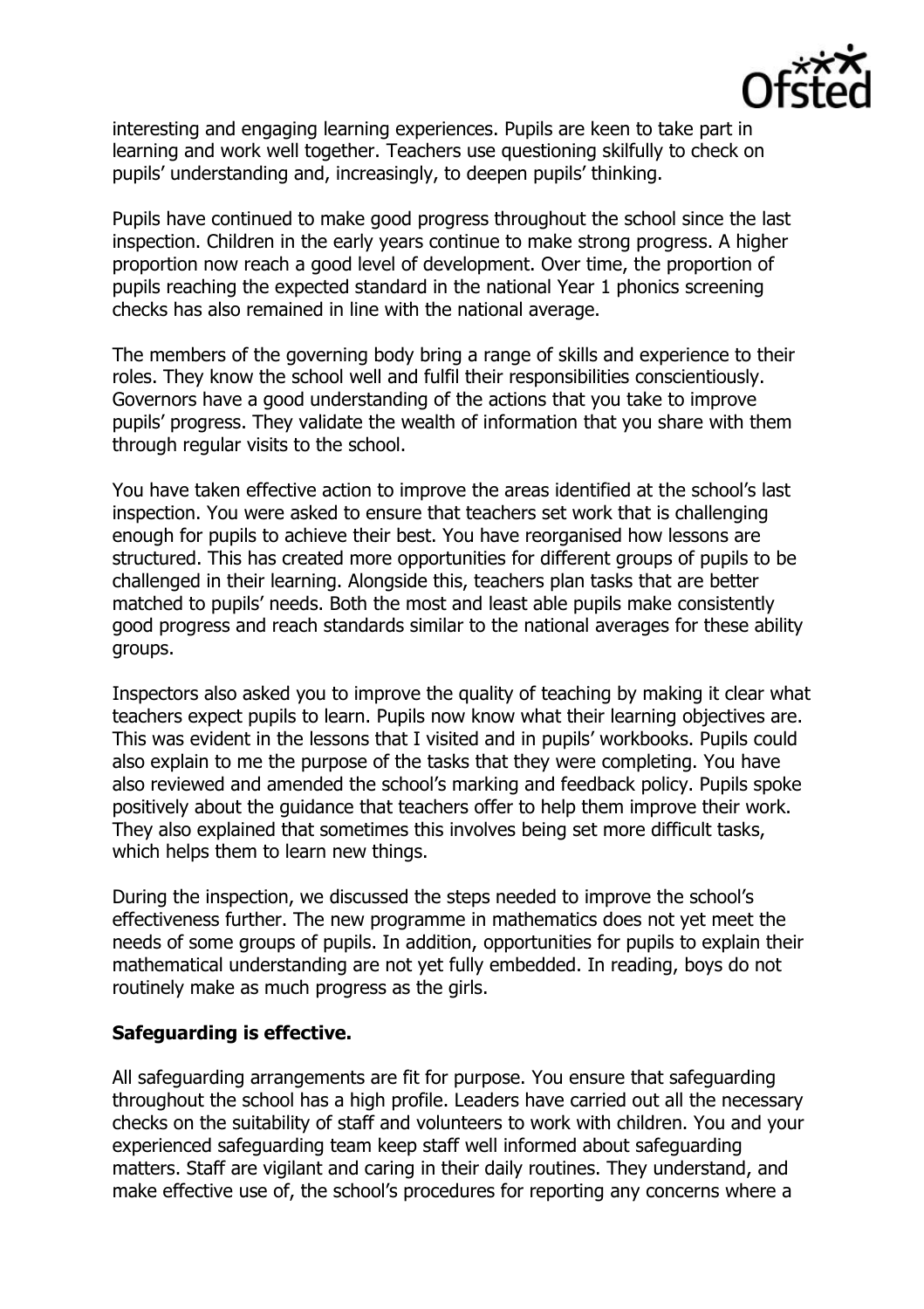interesting and engaging learning experiences. Pupils are keen to take part in learning and work well together. Teachers use questioning skilfully to check on pupils' understanding and, increasingly, to deepen pupils' thinking.

Pupils have continued to make good progress throughout the school since the last inspection. Children in the early years continue to make strong progress. A higher proportion now reach a good level of development. Over time, the proportion of pupils reaching the expected standard in the national Year 1 phonics screening checks has also remained in line with the national average.

The members of the governing body bring a range of skills and experience to their roles. They know the school well and fulfil their responsibilities conscientiously. Governors have a good understanding of the actions that you take to improve pupils' progress. They validate the wealth of information that you share with them through regular visits to the school.

You have taken effective action to improve the areas identified at the school's last inspection. You were asked to ensure that teachers set work that is challenging enough for pupils to achieve their best. You have reorganised how lessons are structured. This has created more opportunities for different groups of pupils to be challenged in their learning. Alongside this, teachers plan tasks that are better matched to pupils' needs. Both the most and least able pupils make consistently good progress and reach standards similar to the national averages for these ability groups.

Inspectors also asked you to improve the quality of teaching by making it clear what teachers expect pupils to learn. Pupils now know what their learning objectives are. This was evident in the lessons that I visited and in pupils' workbooks. Pupils could also explain to me the purpose of the tasks that they were completing. You have also reviewed and amended the school's marking and feedback policy. Pupils spoke positively about the guidance that teachers offer to help them improve their work. They also explained that sometimes this involves being set more difficult tasks, which helps them to learn new things.

During the inspection, we discussed the steps needed to improve the school's effectiveness further. The new programme in mathematics does not yet meet the needs of some groups of pupils. In addition, opportunities for pupils to explain their mathematical understanding are not yet fully embedded. In reading, boys do not routinely make as much progress as the girls.

**Safeguarding is effective.**

All safeguarding arrangements are fit for purpose. You ensure that safeguarding throughout the school has a high profile. Leaders have carried out all the necessary checks on the suitability of staff and volunteers to work with children. You and your experienced safeguarding team keep staff well informed about safeguarding matters. Staff are vigilant and caring in their daily routines. They understand, and make effective use of, the school's procedures for reporting any concerns where a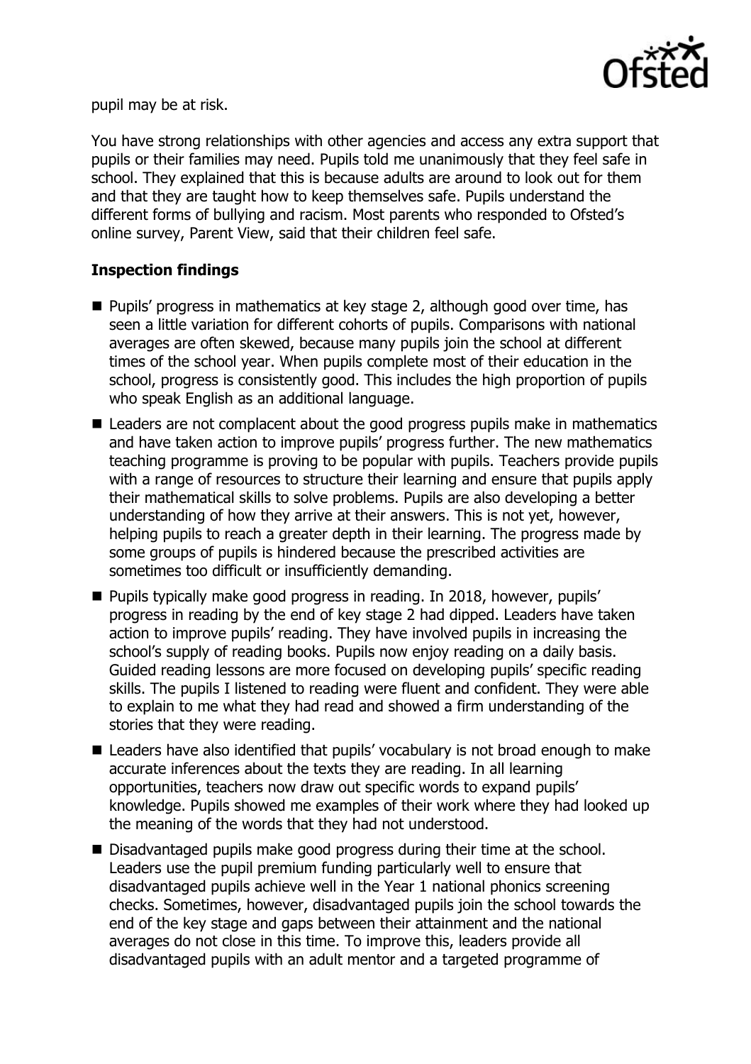pupil may be at risk.

You have strong relationships with other agencies and access any extra support that pupils or their families may need. Pupils told me unanimously that they feel safe in school. They explained that this is because adults are around to look out for them and that they are taught how to keep themselves safe. Pupils understand the different forms of bullying and racism. Most parents who responded to Ofsted's online survey, Parent View, said that their children feel safe.

## Inspection findings

- Pupils' progress in mathematics at key stage 2, although good over time, has seen a little variation for different cohorts of pupils. Comparisons with national averages are often skewed, because many pupils join the school at different times of the school year. When pupils complete most of their education in the school, progress is consistently good. This includes the high proportion of pupils who speak English as an additional language.
- Leaders are not complacent about the good progress pupils make in mathematics and have taken action to improve pupils' progress further. The new mathematics teaching programme is proving to be popular with pupils. Teachers provide pupils with a range of resources to structure their learning and ensure that pupils apply their mathematical skills to solve problems. Pupils are also developing a better understanding of how they arrive at their answers. This is not yet, however, helping pupils to reach a greater depth in their learning. The progress made by some groups of pupils is hindered because the prescribed activities are sometimes too difficult or insufficiently demanding.
- Pupils typically make good progress in reading. In 2018, however, pupils' progress in reading by the end of key stage 2 had dipped. Leaders have taken action to improve pupils' reading. They have involved pupils in increasing the school's supply of reading books. Pupils now enjoy reading on a daily basis. Guided reading lessons are more focused on developing pupils' specific reading skills. The pupils I listened to reading were fluent and confident. They were able to explain to me what they had read and showed a firm understanding of the stories that they were reading.
- Leaders have also identified that pupils' vocabulary is not broad enough to make accurate inferences about the texts they are reading. In all learning opportunities, teachers now draw out specific words to expand pupils' knowledge. Pupils showed me examples of their work where they had looked up the meaning of the words that they had not understood.
- Disadvantaged pupils make good progress during their time at the school. Leaders use the pupil premium funding particularly well to ensure that disadvantaged pupils achieve well in the Year 1 national phonics screening checks. Sometimes, however, disadvantaged pupils join the school towards the end of the key stage and gaps between their attainment and the national averages do not close in this time. To improve this, leaders provide all disadvantaged pupils with an adult mentor and a targeted programme of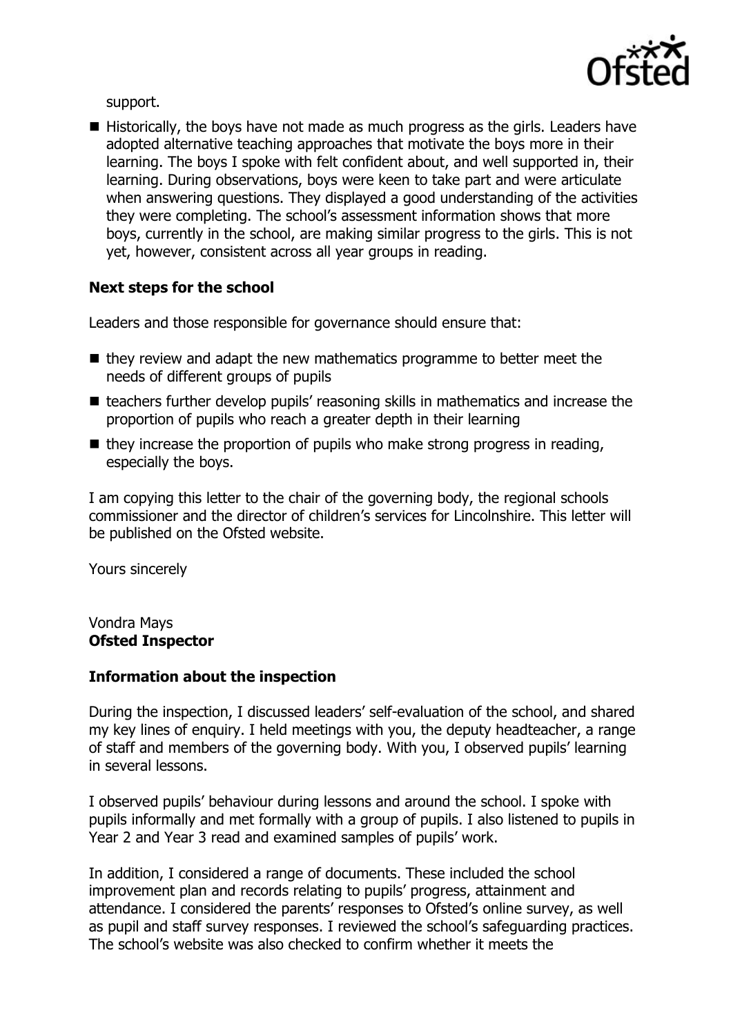support.

- Historically, the boys have not made as much progress as the girls. Leaders have adopted alternative teaching approaches that motivate the boys more in their learning. The boys I spoke with felt confident about, and well supported in, their learning. During observations, boys were keen to take part and were articulate when answering questions. They displayed a good understanding of the activities they were completing. The school's assessment information shows that more boys, currently in the school, are making similar progress to the girls. This is not yet, however, consistent across all year groups in reading.

### Next steps for the school

Leaders and those responsible for governance should ensure that:

- they review and adapt the new mathematics programme to better meet the needs of different groups of pupils
- teachers further develop pupils' reasoning skills in mathematics and increase the proportion of pupils who reach a greater depth in their learning
- they increase the proportion of pupils who make strong progress in reading, especially the boys.

I am copying this letter to the chair of the governing body, the regional schools commissioner and the director of children's services for Lincolnshire. This letter will be published on the Ofsted website.

Yours sincerely

Vondra Mays
**Ofsted Inspector**

### Information about the inspection

During the inspection, I discussed leaders' self-evaluation of the school, and shared my key lines of enquiry. I held meetings with you, the deputy headteacher, a range of staff and members of the governing body. With you, I observed pupils' learning in several lessons.

I observed pupils' behaviour during lessons and around the school. I spoke with pupils informally and met formally with a group of pupils. I also listened to pupils in Year 2 and Year 3 read and examined samples of pupils' work.

In addition, I considered a range of documents. These included the school improvement plan and records relating to pupils' progress, attainment and attendance. I considered the parents' responses to Ofsted's online survey, as well as pupil and staff survey responses. I reviewed the school's safeguarding practices. The school's website was also checked to confirm whether it meets the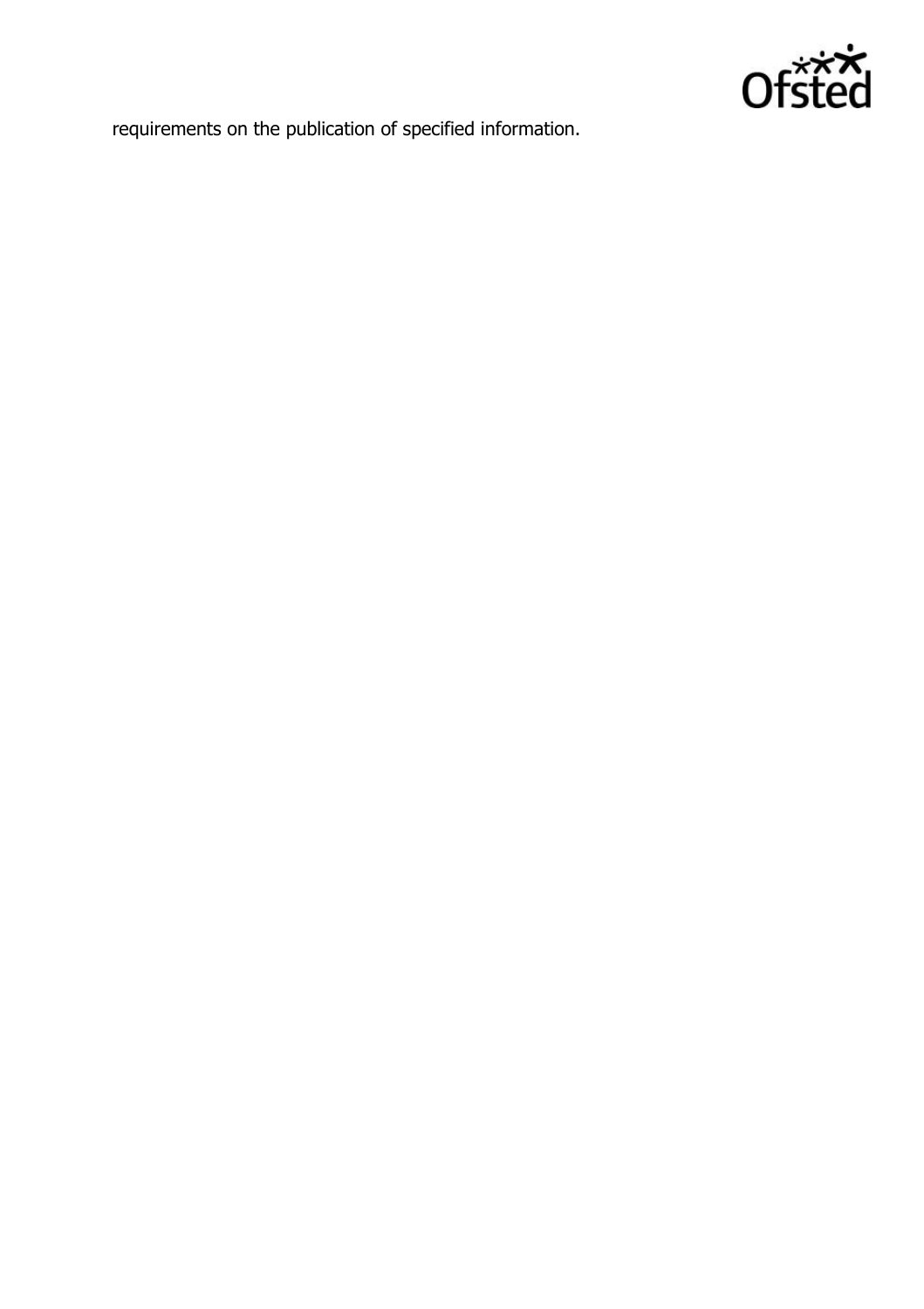requirements on the publication of specified information.